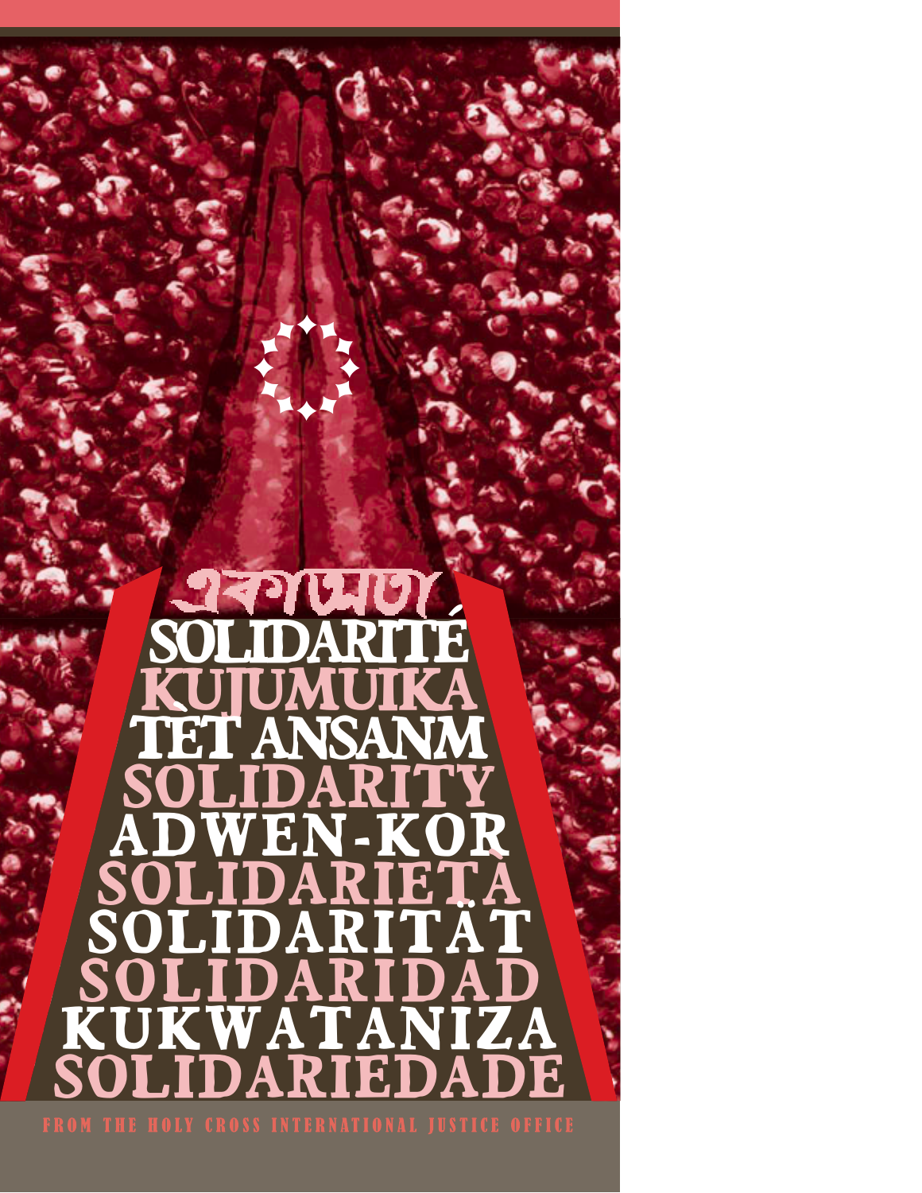একাত্মতা

SOLIDARITÉ

KUJUMUIKA

TÈT ANSANM

SOLIDARITY

ADWEN-KOR

SOLIDARIETÀ

SOLIDARITÄT

SOLIDARIDAD

KUKWATANIZA

SOLIDARIEDADE

FROM THE HOLY CROSS INTERNATIONAL JUSTICE OFFICE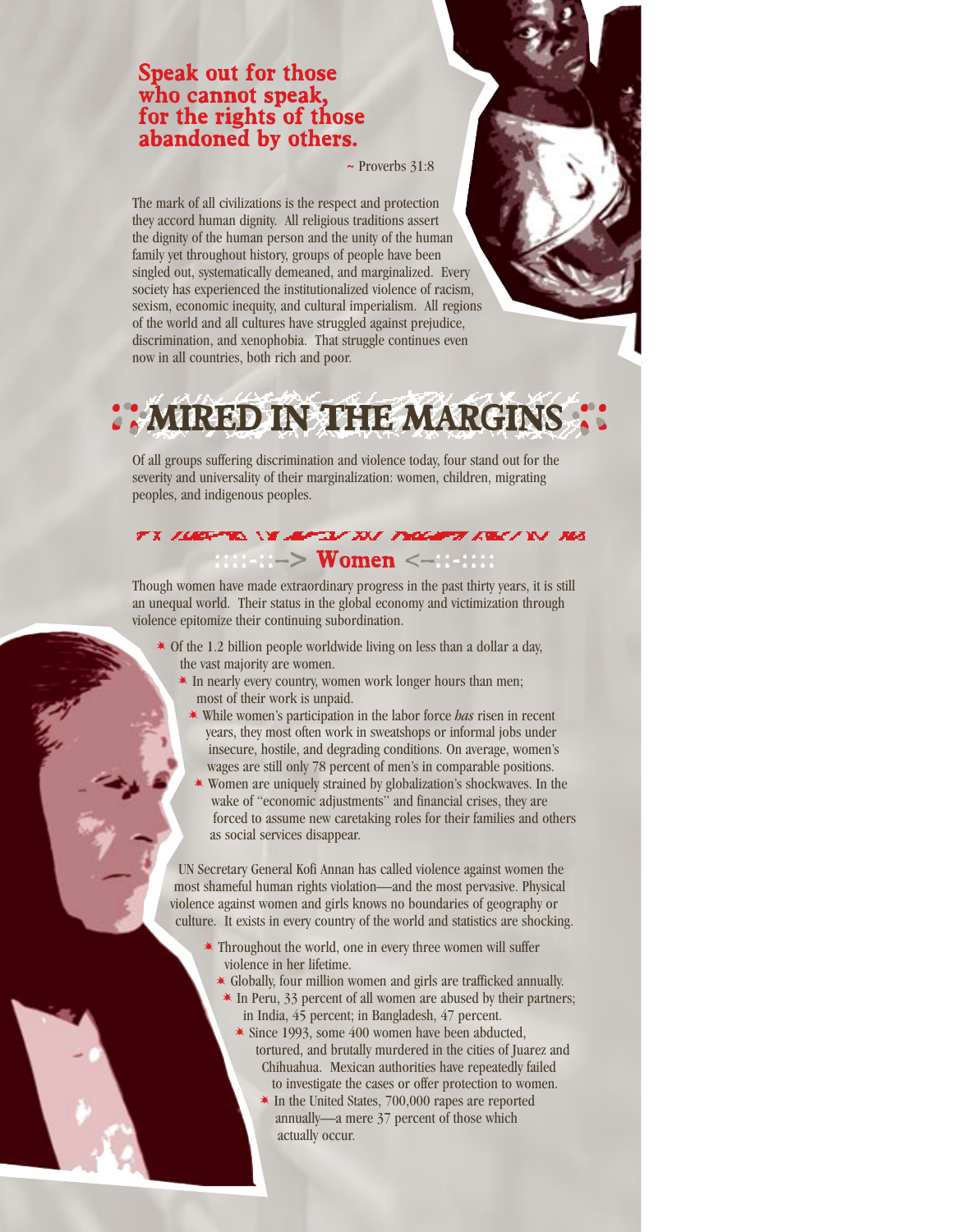**Speak out for those who cannot speak, for the rights of those abandoned by others.**

~ Proverbs 31:8

The mark of all civilizations is the respect and protection they accord human dignity. All religious traditions assert the dignity of the human person and the unity of the human family yet throughout history, groups of people have been singled out, systematically demeaned, and marginalized. Every society has experienced the institutionalized violence of racism, sexism, economic inequity, and cultural imperialism. All regions of the world and all cultures have struggled against prejudice, discrimination, and xenophobia. That struggle continues even now in all countries, both rich and poor.

# MIRED IN THE MARGINS

Of all groups suffering discrimination and violence today, four stand out for the severity and universality of their marginalization: women, children, migrating peoples, and indigenous peoples.

## Women

Though women have made extraordinary progress in the past thirty years, it is still an unequal world. Their status in the global economy and victimization through violence epitomize their continuing subordination.

- Of the 1.2 billion people worldwide living on less than a dollar a day, the vast majority are women.
- In nearly every country, women work longer hours than men; most of their work is unpaid.
- While women's participation in the labor force *has* risen in recent years, they most often work in sweatshops or informal jobs under insecure, hostile, and degrading conditions. On average, women's wages are still only 78 percent of men's in comparable positions.
- Women are uniquely strained by globalization's shockwaves. In the wake of "economic adjustments" and financial crises, they are forced to assume new caretaking roles for their families and others as social services disappear.

UN Secretary General Kofi Annan has called violence against women the most shameful human rights violation—and the most pervasive. Physical violence against women and girls knows no boundaries of geography or culture. It exists in every country of the world and statistics are shocking.

- Throughout the world, one in every three women will suffer violence in her lifetime.
- Globally, four million women and girls are trafficked annually.
- In Peru, 33 percent of all women are abused by their partners; in India, 45 percent; in Bangladesh, 47 percent.
- Since 1993, some 400 women have been abducted, tortured, and brutally murdered in the cities of Juarez and Chihuahua. Mexican authorities have repeatedly failed to investigate the cases or offer protection to women.
- In the United States, 700,000 rapes are reported annually—a mere 37 percent of those which actually occur.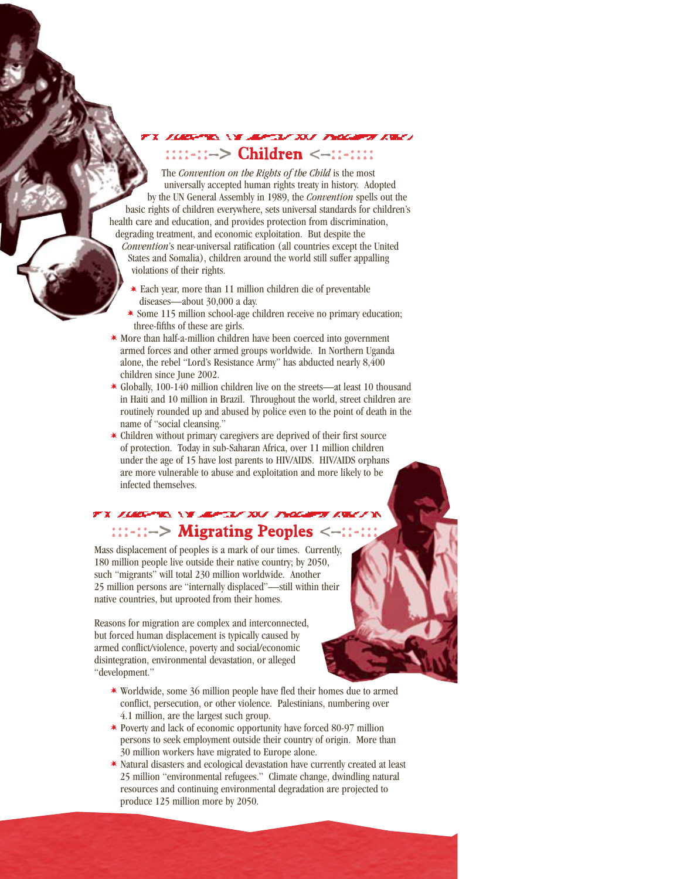## :::-::–> Children <–::-:::

The *Convention on the Rights of the Child* is the most universally accepted human rights treaty in history. Adopted by the UN General Assembly in 1989, the *Convention* spells out the basic rights of children everywhere, sets universal standards for children's health care and education, and provides protection from discrimination, degrading treatment, and economic exploitation. But despite the *Convention*'s near-universal ratification (all countries except the United States and Somalia), children around the world still suffer appalling violations of their rights.

- Each year, more than 11 million children die of preventable diseases—about 30,000 a day.
- Some 115 million school-age children receive no primary education; three-fifths of these are girls.
- More than half-a-million children have been coerced into government armed forces and other armed groups worldwide. In Northern Uganda alone, the rebel "Lord's Resistance Army" has abducted nearly 8,400 children since June 2002.
- Globally, 100-140 million children live on the streets—at least 10 thousand in Haiti and 10 million in Brazil. Throughout the world, street children are routinely rounded up and abused by police even to the point of death in the name of "social cleansing."
- Children without primary caregivers are deprived of their first source of protection. Today in sub-Saharan Africa, over 11 million children under the age of 15 have lost parents to HIV/AIDS. HIV/AIDS orphans are more vulnerable to abuse and exploitation and more likely to be infected themselves.

## :::-::–> Migrating Peoples <–::-:::

Mass displacement of peoples is a mark of our times. Currently, 180 million people live outside their native country; by 2050, such "migrants" will total 230 million worldwide. Another 25 million persons are "internally displaced"—still within their native countries, but uprooted from their homes.

Reasons for migration are complex and interconnected, but forced human displacement is typically caused by armed conflict/violence, poverty and social/economic disintegration, environmental devastation, or alleged "development."

- Worldwide, some 36 million people have fled their homes due to armed conflict, persecution, or other violence. Palestinians, numbering over 4.1 million, are the largest such group.
- Poverty and lack of economic opportunity have forced 80-97 million persons to seek employment outside their country of origin. More than 30 million workers have migrated to Europe alone.
- Natural disasters and ecological devastation have currently created at least 25 million "environmental refugees." Climate change, dwindling natural resources and continuing environmental degradation are projected to produce 125 million more by 2050.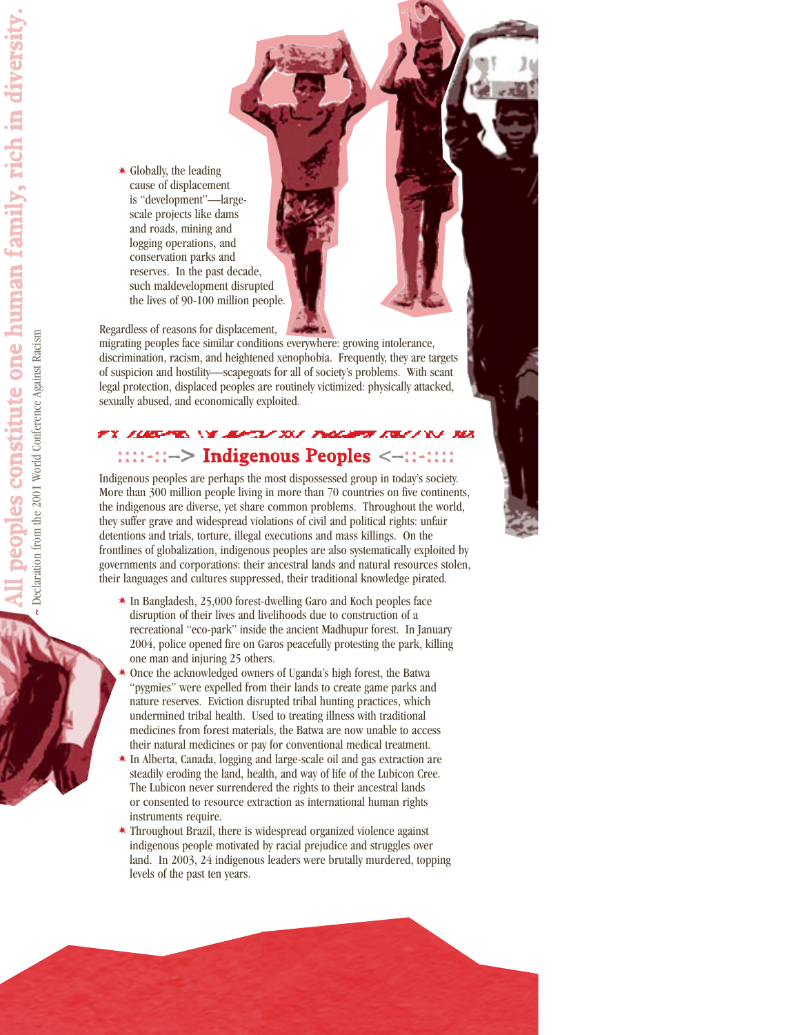*All peoples constitute one human family, rich in diversity.*
~ Declaration from the 2001 World Conference Against Racism

- Globally, the leading cause of displacement is "development"—large-scale projects like dams and roads, mining and logging operations, and conservation parks and reserves. In the past decade, such maldevelopment disrupted the lives of 90-100 million people.

Regardless of reasons for displacement, migrating peoples face similar conditions everywhere: growing intolerance, discrimination, racism, and heightened xenophobia. Frequently, they are targets of suspicion and hostility—scapegoats for all of society's problems. With scant legal protection, displaced peoples are routinely victimized: physically attacked, sexually abused, and economically exploited.

## ::::-::--> Indigenous Peoples <--::-::::

Indigenous peoples are perhaps the most dispossessed group in today's society. More than 300 million people living in more than 70 countries on five continents, the indigenous are diverse, yet share common problems. Throughout the world, they suffer grave and widespread violations of civil and political rights: unfair detentions and trials, torture, illegal executions and mass killings. On the frontlines of globalization, indigenous peoples are also systematically exploited by governments and corporations: their ancestral lands and natural resources stolen, their languages and cultures suppressed, their traditional knowledge pirated.

- In Bangladesh, 25,000 forest-dwelling Garo and Koch peoples face disruption of their lives and livelihoods due to construction of a recreational "eco-park" inside the ancient Madhupur forest. In January 2004, police opened fire on Garos peacefully protesting the park, killing one man and injuring 25 others.
- Once the acknowledged owners of Uganda's high forest, the Batwa "pygmies" were expelled from their lands to create game parks and nature reserves. Eviction disrupted tribal hunting practices, which undermined tribal health. Used to treating illness with traditional medicines from forest materials, the Batwa are now unable to access their natural medicines or pay for conventional medical treatment.
- In Alberta, Canada, logging and large-scale oil and gas extraction are steadily eroding the land, health, and way of life of the Lubicon Cree. The Lubicon never surrendered the rights to their ancestral lands or consented to resource extraction as international human rights instruments require.
- Throughout Brazil, there is widespread organized violence against indigenous people motivated by racial prejudice and struggles over land. In 2003, 24 indigenous leaders were brutally murdered, topping levels of the past ten years.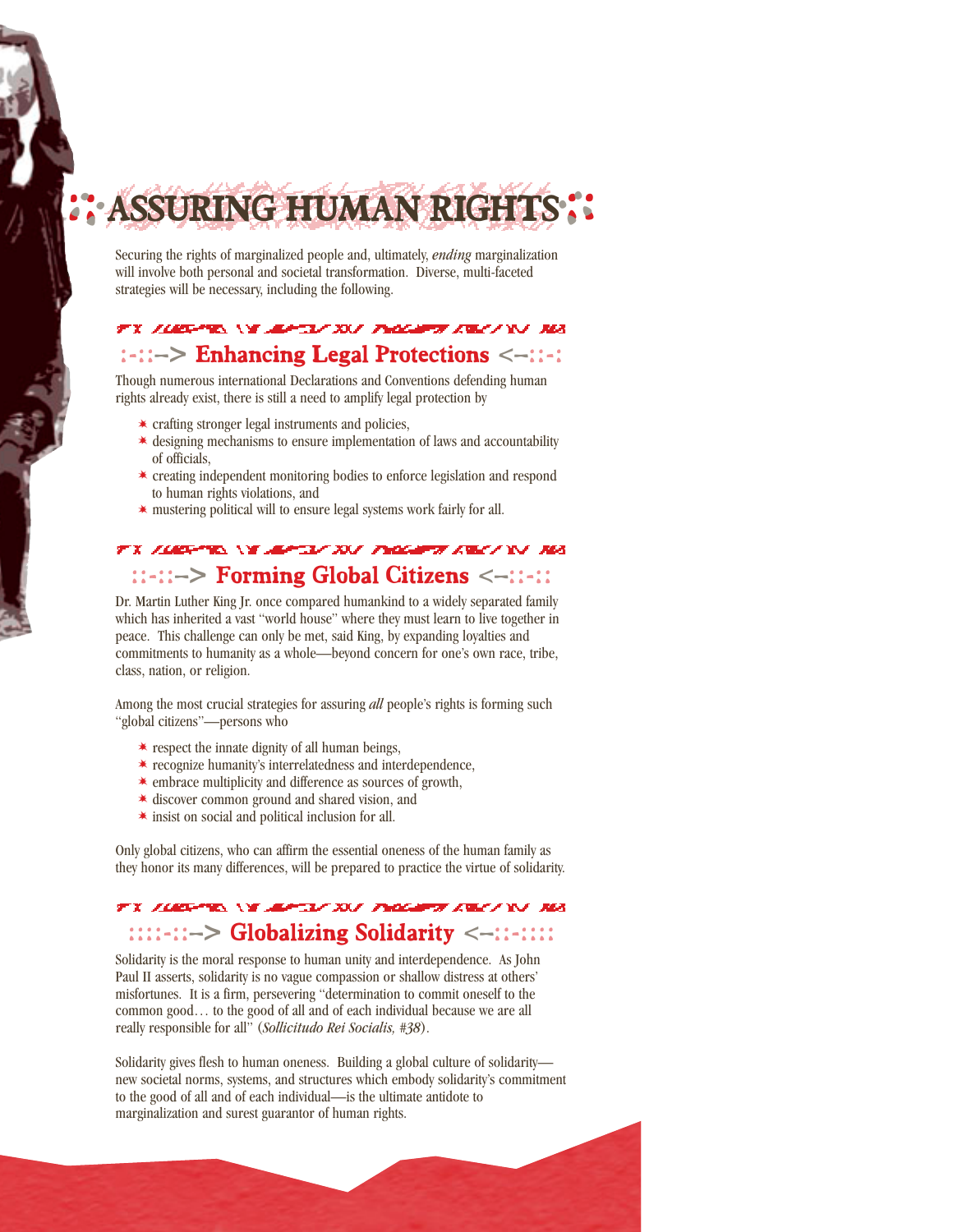# ASSURING HUMAN RIGHTS

Securing the rights of marginalized people and, ultimately, *ending* marginalization will involve both personal and societal transformation. Diverse, multi-faceted strategies will be necessary, including the following.

## Enhancing Legal Protections

Though numerous international Declarations and Conventions defending human rights already exist, there is still a need to amplify legal protection by

- crafting stronger legal instruments and policies,
- designing mechanisms to ensure implementation of laws and accountability of officials,
- creating independent monitoring bodies to enforce legislation and respond to human rights violations, and
- mustering political will to ensure legal systems work fairly for all.

## Forming Global Citizens

Dr. Martin Luther King Jr. once compared humankind to a widely separated family which has inherited a vast "world house" where they must learn to live together in peace. This challenge can only be met, said King, by expanding loyalties and commitments to humanity as a whole—beyond concern for one's own race, tribe, class, nation, or religion.

Among the most crucial strategies for assuring *all* people's rights is forming such "global citizens"—persons who

- respect the innate dignity of all human beings,
- recognize humanity's interrelatedness and interdependence,
- embrace multiplicity and difference as sources of growth,
- discover common ground and shared vision, and
- insist on social and political inclusion for all.

Only global citizens, who can affirm the essential oneness of the human family as they honor its many differences, will be prepared to practice the virtue of solidarity.

## Globalizing Solidarity

Solidarity is the moral response to human unity and interdependence. As John Paul II asserts, solidarity is no vague compassion or shallow distress at others' misfortunes. It is a firm, persevering "determination to commit oneself to the common good… to the good of all and of each individual because we are all really responsible for all" (*Sollicitudo Rei Socialis, #38*).

Solidarity gives flesh to human oneness. Building a global culture of solidarity—new societal norms, systems, and structures which embody solidarity's commitment to the good of all and of each individual—is the ultimate antidote to marginalization and surest guarantor of human rights.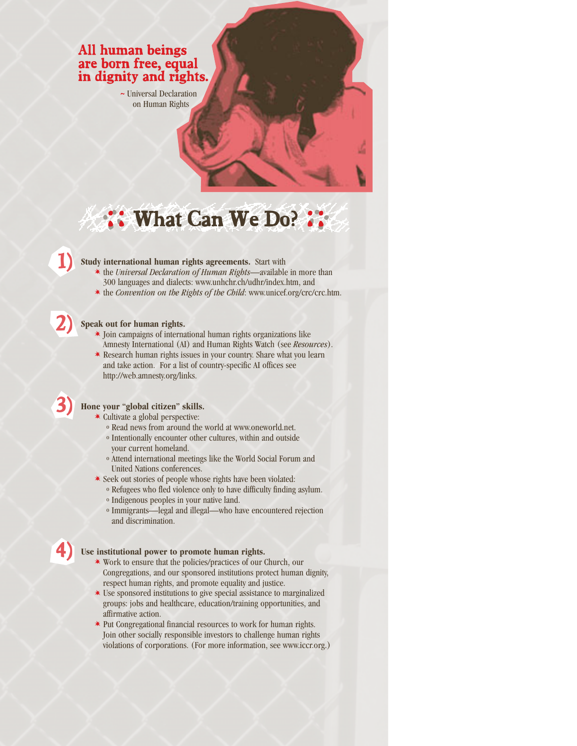**All human beings are born free, equal in dignity and rights.**

~ Universal Declaration on Human Rights

## What Can We Do?

1) **Study international human rights agreements.** Start with
   - the *Universal Declaration of Human Rights*—available in more than 300 languages and dialects: www.unhchr.ch/udhr/index.htm, and
   - the *Convention on the Rights of the Child*: www.unicef.org/crc/crc.htm.

2) **Speak out for human rights.**
   - Join campaigns of international human rights organizations like Amnesty International (AI) and Human Rights Watch (see *Resources*).
   - Research human rights issues in your country. Share what you learn and take action. For a list of country-specific AI offices see http://web.amnesty.org/links.

3) **Hone your "global citizen" skills.**
   - Cultivate a global perspective:
     - Read news from around the world at www.oneworld.net.
     - Intentionally encounter other cultures, within and outside your current homeland.
     - Attend international meetings like the World Social Forum and United Nations conferences.
   - Seek out stories of people whose rights have been violated:
     - Refugees who fled violence only to have difficulty finding asylum.
     - Indigenous peoples in your native land.
     - Immigrants—legal and illegal—who have encountered rejection and discrimination.

4) **Use institutional power to promote human rights.**
   - Work to ensure that the policies/practices of our Church, our Congregations, and our sponsored institutions protect human dignity, respect human rights, and promote equality and justice.
   - Use sponsored institutions to give special assistance to marginalized groups: jobs and healthcare, education/training opportunities, and affirmative action.
   - Put Congregational financial resources to work for human rights. Join other socially responsible investors to challenge human rights violations of corporations. (For more information, see www.iccr.org.)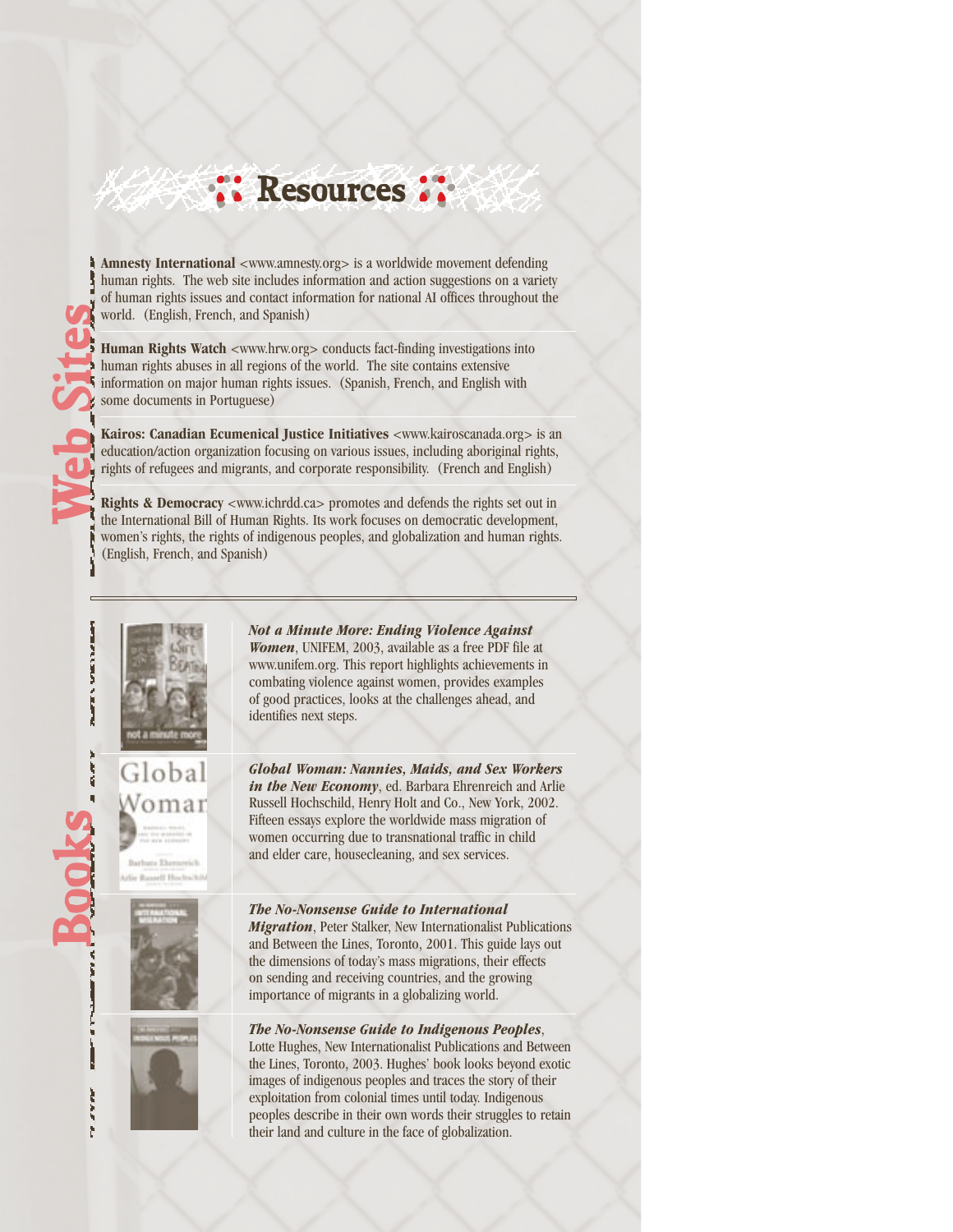# Resources

## Web Sites

**Amnesty International** <www.amnesty.org> is a worldwide movement defending human rights. The web site includes information and action suggestions on a variety of human rights issues and contact information for national AI offices throughout the world. (English, French, and Spanish)

**Human Rights Watch** <www.hrw.org> conducts fact-finding investigations into human rights abuses in all regions of the world. The site contains extensive information on major human rights issues. (Spanish, French, and English with some documents in Portuguese)

**Kairos: Canadian Ecumenical Justice Initiatives** <www.kairoscanada.org> is an education/action organization focusing on various issues, including aboriginal rights, rights of refugees and migrants, and corporate responsibility. (French and English)

**Rights & Democracy** <www.ichrdd.ca> promotes and defends the rights set out in the International Bill of Human Rights. Its work focuses on democratic development, women's rights, the rights of indigenous peoples, and globalization and human rights. (English, French, and Spanish)

## Books

***Not a Minute More: Ending Violence Against Women***, UNIFEM, 2003, available as a free PDF file at www.unifem.org. This report highlights achievements in combating violence against women, provides examples of good practices, looks at the challenges ahead, and identifies next steps.

***Global Woman: Nannies, Maids, and Sex Workers in the New Economy***, ed. Barbara Ehrenreich and Arlie Russell Hochschild, Henry Holt and Co., New York, 2002. Fifteen essays explore the worldwide mass migration of women occurring due to transnational traffic in child and elder care, housecleaning, and sex services.

***The No-Nonsense Guide to International Migration***, Peter Stalker, New Internationalist Publications and Between the Lines, Toronto, 2001. This guide lays out the dimensions of today's mass migrations, their effects on sending and receiving countries, and the growing importance of migrants in a globalizing world.

***The No-Nonsense Guide to Indigenous Peoples***, Lotte Hughes, New Internationalist Publications and Between the Lines, Toronto, 2003. Hughes' book looks beyond exotic images of indigenous peoples and traces the story of their exploitation from colonial times until today. Indigenous peoples describe in their own words their struggles to retain their land and culture in the face of globalization.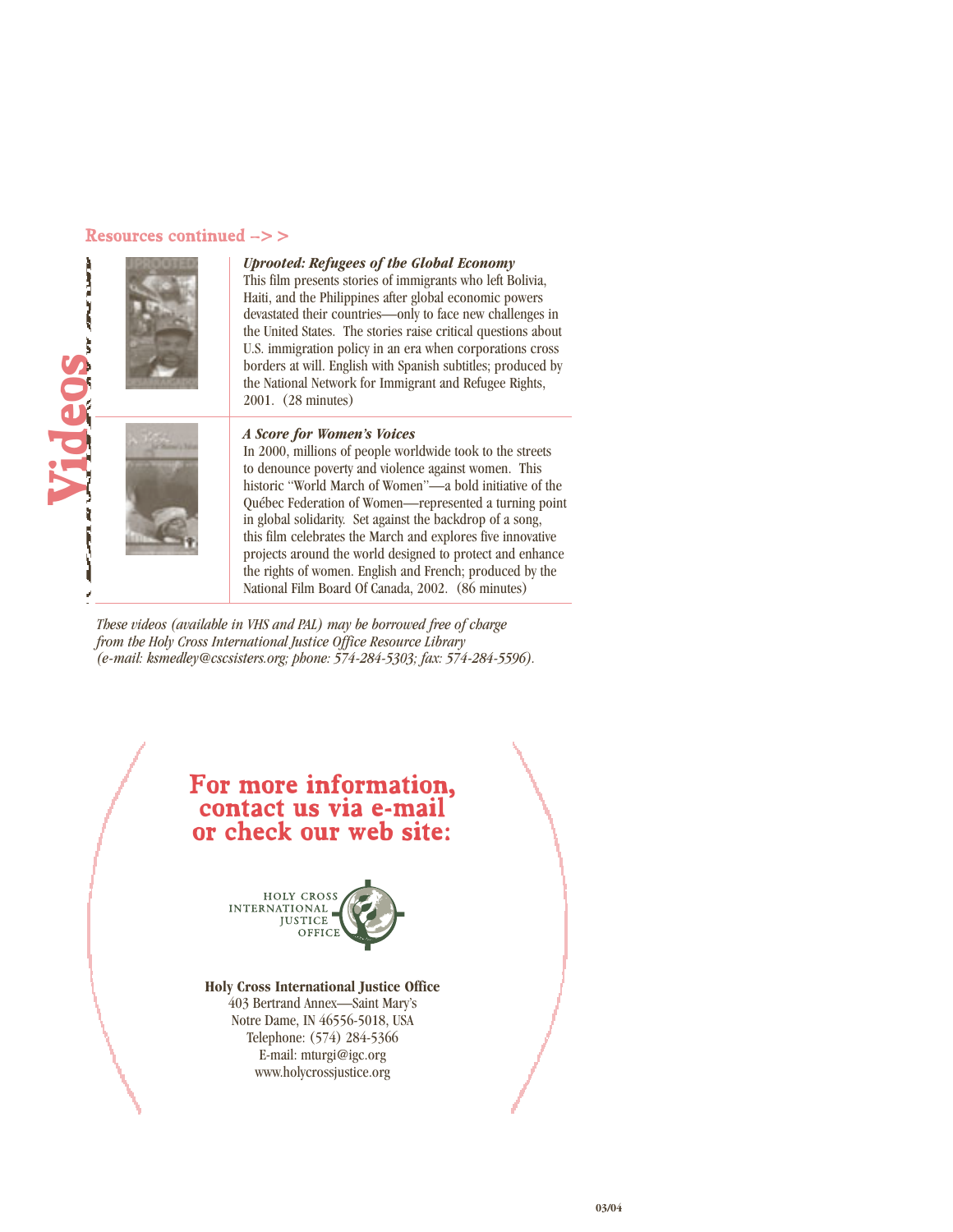Resources continued –> >

## Videos

### *Uproted: Refugees of the Global Economy*

This film presents stories of immigrants who left Bolivia, Haiti, and the Philippines after global economic powers devastated their countries—only to face new challenges in the United States. The stories raise critical questions about U.S. immigration policy in an era when corporations cross borders at will. English with Spanish subtitles; produced by the National Network for Immigrant and Refugee Rights, 2001. (28 minutes)

### *A Score for Women's Voices*

In 2000, millions of people worldwide took to the streets to denounce poverty and violence against women. This historic "World March of Women"—a bold initiative of the Québec Federation of Women—represented a turning point in global solidarity. Set against the backdrop of a song, this film celebrates the March and explores five innovative projects around the world designed to protect and enhance the rights of women. English and French; produced by the National Film Board Of Canada, 2002. (86 minutes)

*These videos (available in VHS and PAL) may be borrowed free of charge from the Holy Cross International Justice Office Resource Library (e-mail: ksmedley@cscsisters.org; phone: 574-284-5303; fax: 574-284-5596).*

## For more information, contact us via e-mail or check our web site:

HOLY CROSS INTERNATIONAL JUSTICE OFFICE

**Holy Cross International Justice Office**
403 Bertrand Annex—Saint Mary's
Notre Dame, IN 46556-5018, USA
Telephone: (574) 284-5366
E-mail: mturgi@igc.org
www.holycrossjustice.org

03/04